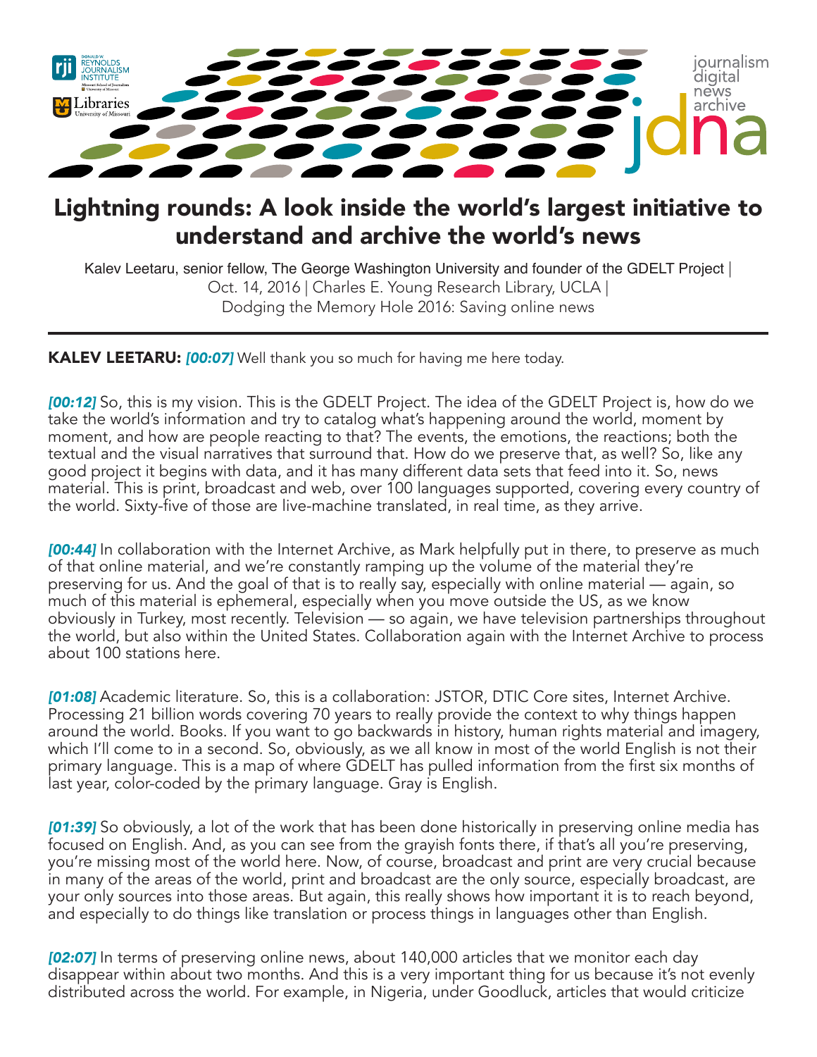# Lightning rounds: A look inside the world's largest initiative to understand and archive the world's news

Kalev Leetaru, senior fellow, The George Washington University and founder of the GDELT Project | Oct. 14, 2016 | Charles E. Young Research Library, UCLA | Dodging the Memory Hole 2016: Saving online news

---

**KALEV LEETARU:** ***[00:07]*** Well thank you so much for having me here today.

***[00:12]*** So, this is my vision. This is the GDELT Project. The idea of the GDELT Project is, how do we take the world's information and try to catalog what's happening around the world, moment by moment, and how are people reacting to that? The events, the emotions, the reactions; both the textual and the visual narratives that surround that. How do we preserve that, as well? So, like any good project it begins with data, and it has many different data sets that feed into it. So, news material. This is print, broadcast and web, over 100 languages supported, covering every country of the world. Sixty-five of those are live-machine translated, in real time, as they arrive.

***[00:44]*** In collaboration with the Internet Archive, as Mark helpfully put in there, to preserve as much of that online material, and we're constantly ramping up the volume of the material they're preserving for us. And the goal of that is to really say, especially with online material — again, so much of this material is ephemeral, especially when you move outside the US, as we know obviously in Turkey, most recently. Television — so again, we have television partnerships throughout the world, but also within the United States. Collaboration again with the Internet Archive to process about 100 stations here.

***[01:08]*** Academic literature. So, this is a collaboration: JSTOR, DTIC Core sites, Internet Archive. Processing 21 billion words covering 70 years to really provide the context to why things happen around the world. Books. If you want to go backwards in history, human rights material and imagery, which I'll come to in a second. So, obviously, as we all know in most of the world English is not their primary language. This is a map of where GDELT has pulled information from the first six months of last year, color-coded by the primary language. Gray is English.

***[01:39]*** So obviously, a lot of the work that has been done historically in preserving online media has focused on English. And, as you can see from the grayish fonts there, if that's all you're preserving, you're missing most of the world here. Now, of course, broadcast and print are very crucial because in many of the areas of the world, print and broadcast are the only source, especially broadcast, are your only sources into those areas. But again, this really shows how important it is to reach beyond, and especially to do things like translation or process things in languages other than English.

***[02:07]*** In terms of preserving online news, about 140,000 articles that we monitor each day disappear within about two months. And this is a very important thing for us because it's not evenly distributed across the world. For example, in Nigeria, under Goodluck, articles that would criticize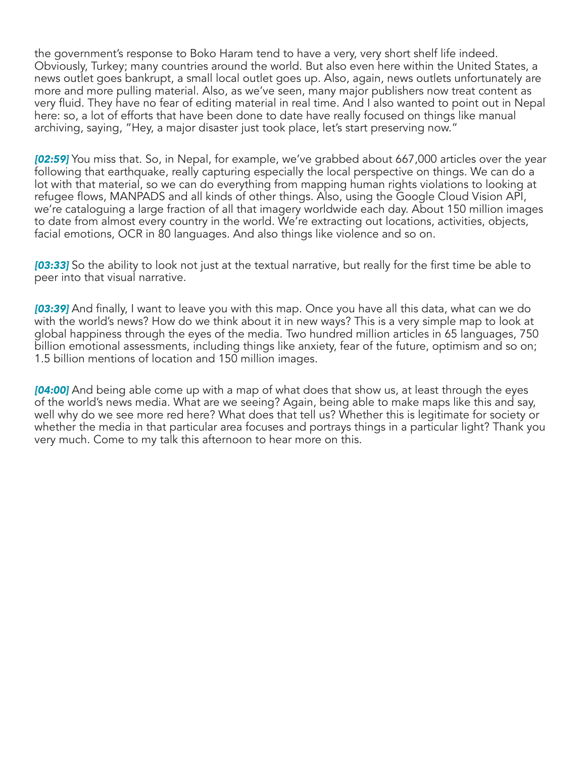the government's response to Boko Haram tend to have a very, very short shelf life indeed. Obviously, Turkey; many countries around the world. But also even here within the United States, a news outlet goes bankrupt, a small local outlet goes up. Also, again, news outlets unfortunately are more and more pulling material. Also, as we've seen, many major publishers now treat content as very fluid. They have no fear of editing material in real time. And I also wanted to point out in Nepal here: so, a lot of efforts that have been done to date have really focused on things like manual archiving, saying, "Hey, a major disaster just took place, let's start preserving now."

***[02:59]*** You miss that. So, in Nepal, for example, we've grabbed about 667,000 articles over the year following that earthquake, really capturing especially the local perspective on things. We can do a lot with that material, so we can do everything from mapping human rights violations to looking at refugee flows, MANPADS and all kinds of other things. Also, using the Google Cloud Vision API, we're cataloguing a large fraction of all that imagery worldwide each day. About 150 million images to date from almost every country in the world. We're extracting out locations, activities, objects, facial emotions, OCR in 80 languages. And also things like violence and so on.

***[03:33]*** So the ability to look not just at the textual narrative, but really for the first time be able to peer into that visual narrative.

***[03:39]*** And finally, I want to leave you with this map. Once you have all this data, what can we do with the world's news? How do we think about it in new ways? This is a very simple map to look at global happiness through the eyes of the media. Two hundred million articles in 65 languages, 750 billion emotional assessments, including things like anxiety, fear of the future, optimism and so on; 1.5 billion mentions of location and 150 million images.

***[04:00]*** And being able come up with a map of what does that show us, at least through the eyes of the world's news media. What are we seeing? Again, being able to make maps like this and say, well why do we see more red here? What does that tell us? Whether this is legitimate for society or whether the media in that particular area focuses and portrays things in a particular light? Thank you very much. Come to my talk this afternoon to hear more on this.